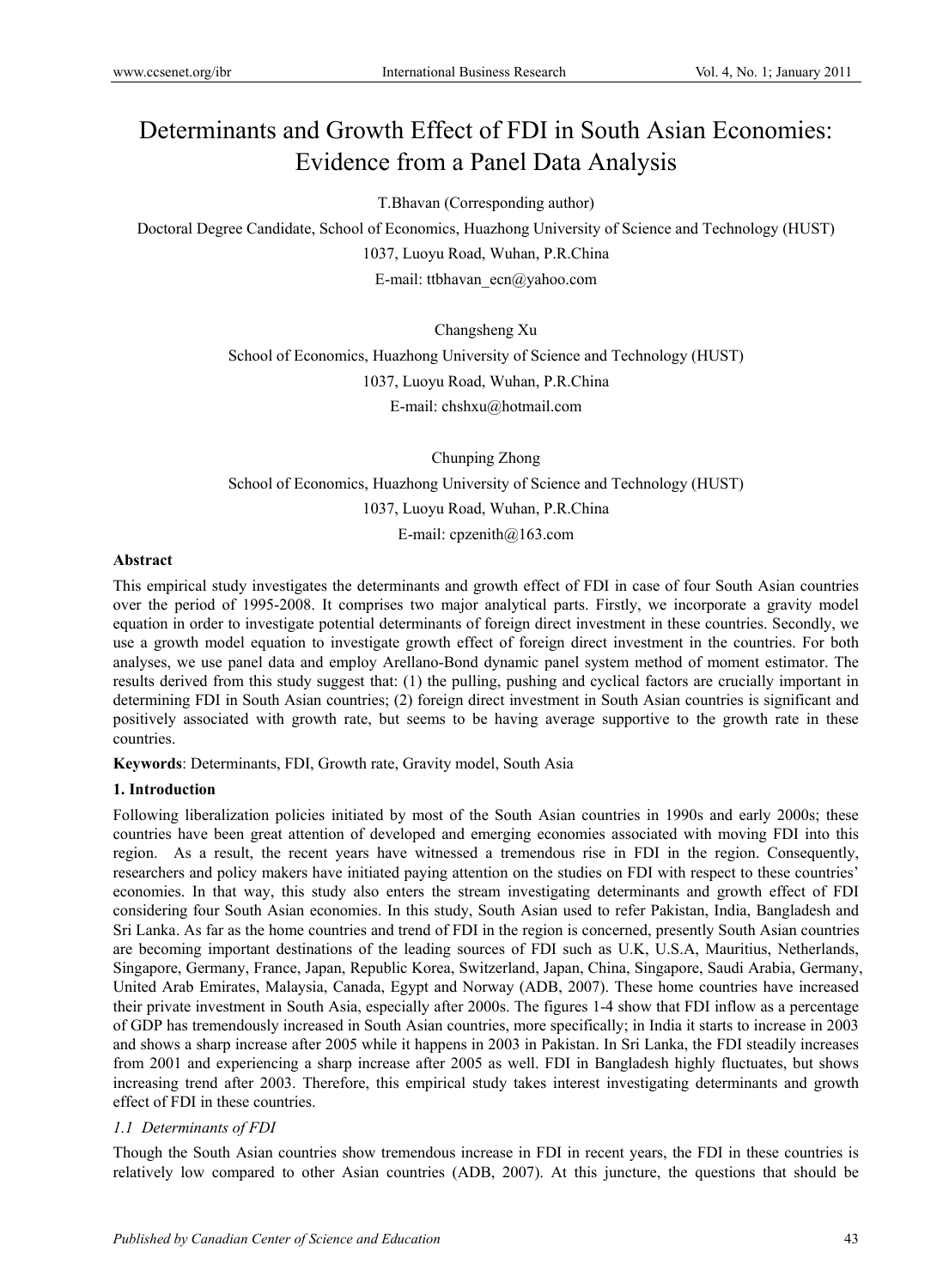# Determinants and Growth Effect of FDI in South Asian Economies: Evidence from a Panel Data Analysis

T.Bhavan (Corresponding author)

Doctoral Degree Candidate, School of Economics, Huazhong University of Science and Technology (HUST)

1037, Luoyu Road, Wuhan, P.R.China

E-mail: ttbhavan_ecn@yahoo.com

Changsheng Xu

School of Economics, Huazhong University of Science and Technology (HUST)

1037, Luoyu Road, Wuhan, P.R.China

E-mail: chshxu@hotmail.com

Chunping Zhong

School of Economics, Huazhong University of Science and Technology (HUST)

1037, Luoyu Road, Wuhan, P.R.China

E-mail: cpzenith@163.com

## Abstract

This empirical study investigates the determinants and growth effect of FDI in case of four South Asian countries over the period of 1995-2008. It comprises two major analytical parts. Firstly, we incorporate a gravity model equation in order to investigate potential determinants of foreign direct investment in these countries. Secondly, we use a growth model equation to investigate growth effect of foreign direct investment in the countries. For both analyses, we use panel data and employ Arellano-Bond dynamic panel system method of moment estimator. The results derived from this study suggest that: (1) the pulling, pushing and cyclical factors are crucially important in determining FDI in South Asian countries; (2) foreign direct investment in South Asian countries is significant and positively associated with growth rate, but seems to be having average supportive to the growth rate in these countries.

**Keywords**: Determinants, FDI, Growth rate, Gravity model, South Asia

## 1. Introduction

Following liberalization policies initiated by most of the South Asian countries in 1990s and early 2000s; these countries have been great attention of developed and emerging economies associated with moving FDI into this region. As a result, the recent years have witnessed a tremendous rise in FDI in the region. Consequently, researchers and policy makers have initiated paying attention on the studies on FDI with respect to these countries' economies. In that way, this study also enters the stream investigating determinants and growth effect of FDI considering four South Asian economies. In this study, South Asian used to refer Pakistan, India, Bangladesh and Sri Lanka. As far as the home countries and trend of FDI in the region is concerned, presently South Asian countries are becoming important destinations of the leading sources of FDI such as U.K, U.S.A, Mauritius, Netherlands, Singapore, Germany, France, Japan, Republic Korea, Switzerland, Japan, China, Singapore, Saudi Arabia, Germany, United Arab Emirates, Malaysia, Canada, Egypt and Norway (ADB, 2007). These home countries have increased their private investment in South Asia, especially after 2000s. The figures 1-4 show that FDI inflow as a percentage of GDP has tremendously increased in South Asian countries, more specifically; in India it starts to increase in 2003 and shows a sharp increase after 2005 while it happens in 2003 in Pakistan. In Sri Lanka, the FDI steadily increases from 2001 and experiencing a sharp increase after 2005 as well. FDI in Bangladesh highly fluctuates, but shows increasing trend after 2003. Therefore, this empirical study takes interest investigating determinants and growth effect of FDI in these countries.

### *1.1 Determinants of FDI*

Though the South Asian countries show tremendous increase in FDI in recent years, the FDI in these countries is relatively low compared to other Asian countries (ADB, 2007). At this juncture, the questions that should be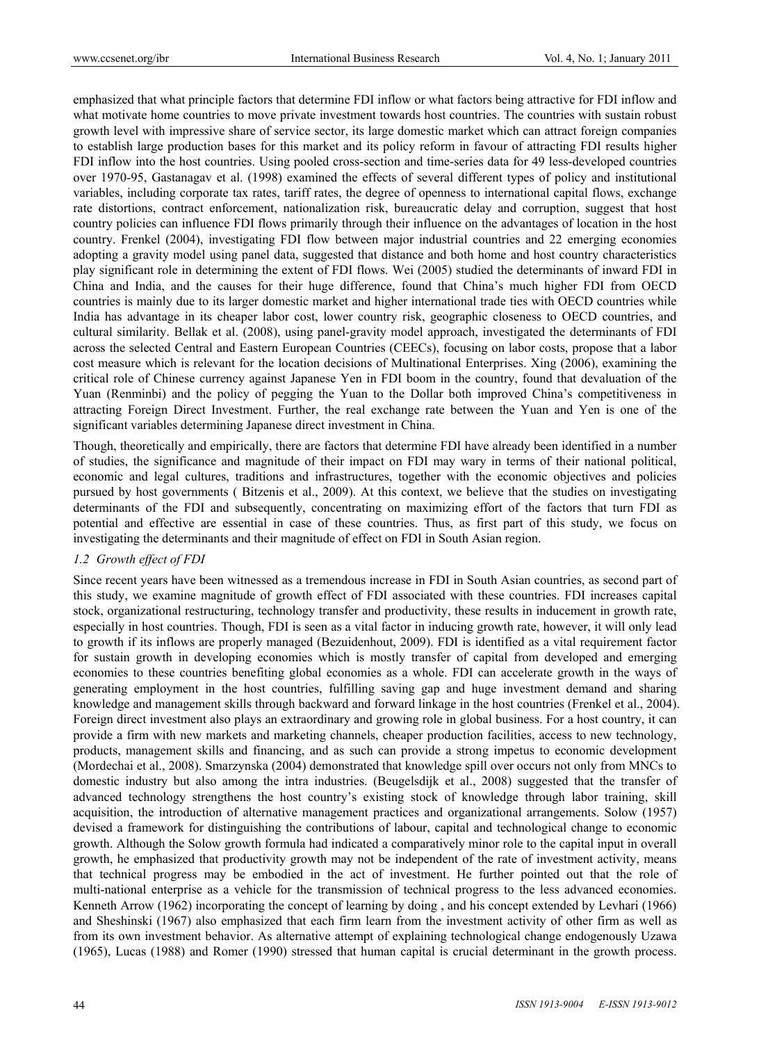emphasized that what principle factors that determine FDI inflow or what factors being attractive for FDI inflow and what motivate home countries to move private investment towards host countries. The countries with sustain robust growth level with impressive share of service sector, its large domestic market which can attract foreign companies to establish large production bases for this market and its policy reform in favour of attracting FDI results higher FDI inflow into the host countries. Using pooled cross-section and time-series data for 49 less-developed countries over 1970-95, Gastanagav et al. (1998) examined the effects of several different types of policy and institutional variables, including corporate tax rates, tariff rates, the degree of openness to international capital flows, exchange rate distortions, contract enforcement, nationalization risk, bureaucratic delay and corruption, suggest that host country policies can influence FDI flows primarily through their influence on the advantages of location in the host country. Frenkel (2004), investigating FDI flow between major industrial countries and 22 emerging economies adopting a gravity model using panel data, suggested that distance and both home and host country characteristics play significant role in determining the extent of FDI flows. Wei (2005) studied the determinants of inward FDI in China and India, and the causes for their huge difference, found that China's much higher FDI from OECD countries is mainly due to its larger domestic market and higher international trade ties with OECD countries while India has advantage in its cheaper labor cost, lower country risk, geographic closeness to OECD countries, and cultural similarity. Bellak et al. (2008), using panel-gravity model approach, investigated the determinants of FDI across the selected Central and Eastern European Countries (CEECs), focusing on labor costs, propose that a labor cost measure which is relevant for the location decisions of Multinational Enterprises. Xing (2006), examining the critical role of Chinese currency against Japanese Yen in FDI boom in the country, found that devaluation of the Yuan (Renminbi) and the policy of pegging the Yuan to the Dollar both improved China's competitiveness in attracting Foreign Direct Investment. Further, the real exchange rate between the Yuan and Yen is one of the significant variables determining Japanese direct investment in China.

Though, theoretically and empirically, there are factors that determine FDI have already been identified in a number of studies, the significance and magnitude of their impact on FDI may wary in terms of their national political, economic and legal cultures, traditions and infrastructures, together with the economic objectives and policies pursued by host governments ( Bitzenis et al., 2009). At this context, we believe that the studies on investigating determinants of the FDI and subsequently, concentrating on maximizing effort of the factors that turn FDI as potential and effective are essential in case of these countries. Thus, as first part of this study, we focus on investigating the determinants and their magnitude of effect on FDI in South Asian region.

### *1.2 Growth effect of FDI*

Since recent years have been witnessed as a tremendous increase in FDI in South Asian countries, as second part of this study, we examine magnitude of growth effect of FDI associated with these countries. FDI increases capital stock, organizational restructuring, technology transfer and productivity, these results in inducement in growth rate, especially in host countries. Though, FDI is seen as a vital factor in inducing growth rate, however, it will only lead to growth if its inflows are properly managed (Bezuidenhout, 2009). FDI is identified as a vital requirement factor for sustain growth in developing economies which is mostly transfer of capital from developed and emerging economies to these countries benefiting global economies as a whole. FDI can accelerate growth in the ways of generating employment in the host countries, fulfilling saving gap and huge investment demand and sharing knowledge and management skills through backward and forward linkage in the host countries (Frenkel et al., 2004). Foreign direct investment also plays an extraordinary and growing role in global business. For a host country, it can provide a firm with new markets and marketing channels, cheaper production facilities, access to new technology, products, management skills and financing, and as such can provide a strong impetus to economic development (Mordechai et al., 2008). Smarzynska (2004) demonstrated that knowledge spill over occurs not only from MNCs to domestic industry but also among the intra industries. (Beugelsdijk et al., 2008) suggested that the transfer of advanced technology strengthens the host country's existing stock of knowledge through labor training, skill acquisition, the introduction of alternative management practices and organizational arrangements. Solow (1957) devised a framework for distinguishing the contributions of labour, capital and technological change to economic growth. Although the Solow growth formula had indicated a comparatively minor role to the capital input in overall growth, he emphasized that productivity growth may not be independent of the rate of investment activity, means that technical progress may be embodied in the act of investment. He further pointed out that the role of multi-national enterprise as a vehicle for the transmission of technical progress to the less advanced economies. Kenneth Arrow (1962) incorporating the concept of learning by doing , and his concept extended by Levhari (1966) and Sheshinski (1967) also emphasized that each firm learn from the investment activity of other firm as well as from its own investment behavior. As alternative attempt of explaining technological change endogenously Uzawa (1965), Lucas (1988) and Romer (1990) stressed that human capital is crucial determinant in the growth process.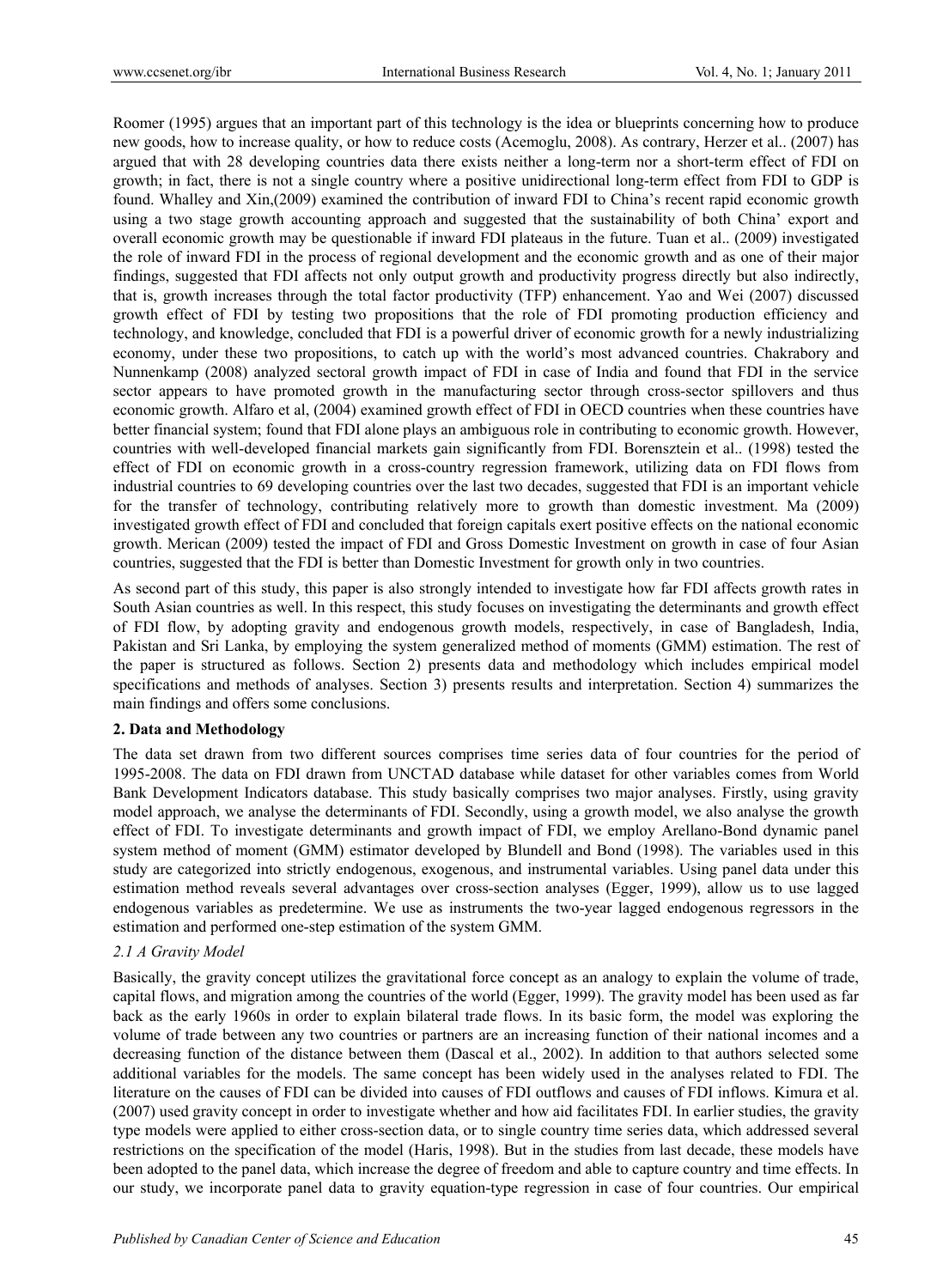Roomer (1995) argues that an important part of this technology is the idea or blueprints concerning how to produce new goods, how to increase quality, or how to reduce costs (Acemoglu, 2008). As contrary, Herzer et al.. (2007) has argued that with 28 developing countries data there exists neither a long-term nor a short-term effect of FDI on growth; in fact, there is not a single country where a positive unidirectional long-term effect from FDI to GDP is found. Whalley and Xin,(2009) examined the contribution of inward FDI to China's recent rapid economic growth using a two stage growth accounting approach and suggested that the sustainability of both China' export and overall economic growth may be questionable if inward FDI plateaus in the future. Tuan et al.. (2009) investigated the role of inward FDI in the process of regional development and the economic growth and as one of their major findings, suggested that FDI affects not only output growth and productivity progress directly but also indirectly, that is, growth increases through the total factor productivity (TFP) enhancement. Yao and Wei (2007) discussed growth effect of FDI by testing two propositions that the role of FDI promoting production efficiency and technology, and knowledge, concluded that FDI is a powerful driver of economic growth for a newly industrializing economy, under these two propositions, to catch up with the world's most advanced countries. Chakrabory and Nunnenkamp (2008) analyzed sectoral growth impact of FDI in case of India and found that FDI in the service sector appears to have promoted growth in the manufacturing sector through cross-sector spillovers and thus economic growth. Alfaro et al, (2004) examined growth effect of FDI in OECD countries when these countries have better financial system; found that FDI alone plays an ambiguous role in contributing to economic growth. However, countries with well-developed financial markets gain significantly from FDI. Borensztein et al.. (1998) tested the effect of FDI on economic growth in a cross-country regression framework, utilizing data on FDI flows from industrial countries to 69 developing countries over the last two decades, suggested that FDI is an important vehicle for the transfer of technology, contributing relatively more to growth than domestic investment. Ma (2009) investigated growth effect of FDI and concluded that foreign capitals exert positive effects on the national economic growth. Merican (2009) tested the impact of FDI and Gross Domestic Investment on growth in case of four Asian countries, suggested that the FDI is better than Domestic Investment for growth only in two countries.

As second part of this study, this paper is also strongly intended to investigate how far FDI affects growth rates in South Asian countries as well. In this respect, this study focuses on investigating the determinants and growth effect of FDI flow, by adopting gravity and endogenous growth models, respectively, in case of Bangladesh, India, Pakistan and Sri Lanka, by employing the system generalized method of moments (GMM) estimation. The rest of the paper is structured as follows. Section 2) presents data and methodology which includes empirical model specifications and methods of analyses. Section 3) presents results and interpretation. Section 4) summarizes the main findings and offers some conclusions.

## 2. Data and Methodology

The data set drawn from two different sources comprises time series data of four countries for the period of 1995-2008. The data on FDI drawn from UNCTAD database while dataset for other variables comes from World Bank Development Indicators database. This study basically comprises two major analyses. Firstly, using gravity model approach, we analyse the determinants of FDI. Secondly, using a growth model, we also analyse the growth effect of FDI. To investigate determinants and growth impact of FDI, we employ Arellano-Bond dynamic panel system method of moment (GMM) estimator developed by Blundell and Bond (1998). The variables used in this study are categorized into strictly endogenous, exogenous, and instrumental variables. Using panel data under this estimation method reveals several advantages over cross-section analyses (Egger, 1999), allow us to use lagged endogenous variables as predetermine. We use as instruments the two-year lagged endogenous regressors in the estimation and performed one-step estimation of the system GMM.

### *2.1 A Gravity Model*

Basically, the gravity concept utilizes the gravitational force concept as an analogy to explain the volume of trade, capital flows, and migration among the countries of the world (Egger, 1999). The gravity model has been used as far back as the early 1960s in order to explain bilateral trade flows. In its basic form, the model was exploring the volume of trade between any two countries or partners are an increasing function of their national incomes and a decreasing function of the distance between them (Dascal et al., 2002). In addition to that authors selected some additional variables for the models. The same concept has been widely used in the analyses related to FDI. The literature on the causes of FDI can be divided into causes of FDI outflows and causes of FDI inflows. Kimura et al. (2007) used gravity concept in order to investigate whether and how aid facilitates FDI. In earlier studies, the gravity type models were applied to either cross-section data, or to single country time series data, which addressed several restrictions on the specification of the model (Haris, 1998). But in the studies from last decade, these models have been adopted to the panel data, which increase the degree of freedom and able to capture country and time effects. In our study, we incorporate panel data to gravity equation-type regression in case of four countries. Our empirical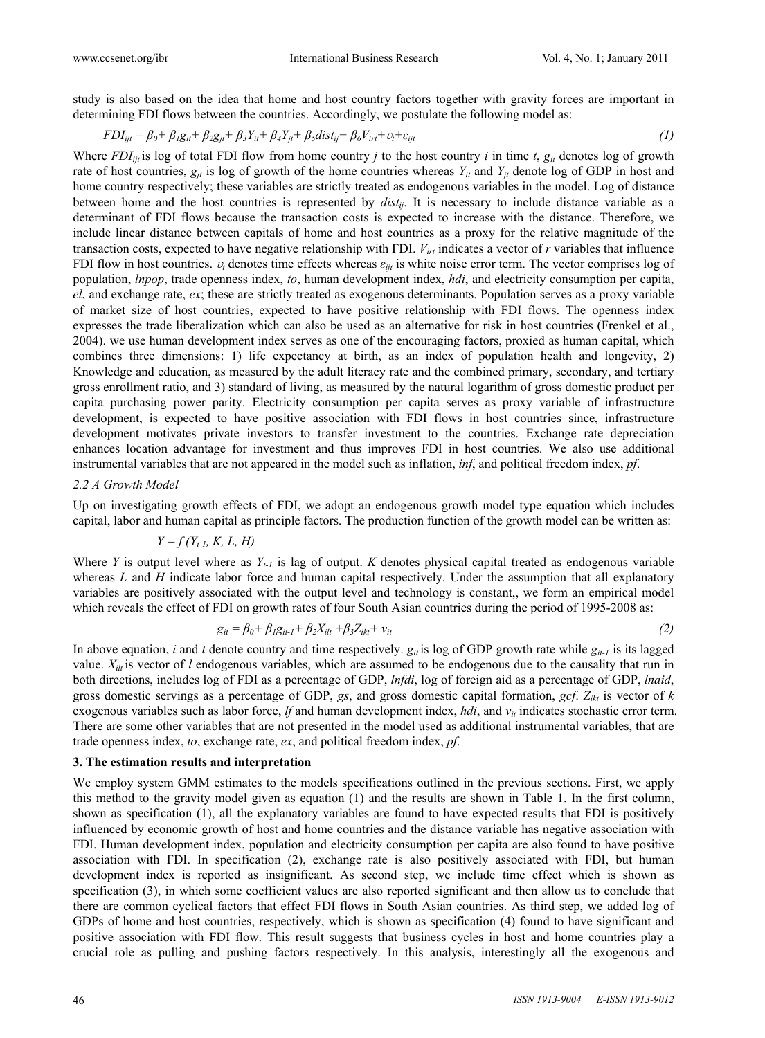study is also based on the idea that home and host country factors together with gravity forces are important in determining FDI flows between the countries. Accordingly, we postulate the following model as:

$$FDI_{ijt} = \beta_0 + \beta_1 g_{it} + \beta_2 g_{jt} + \beta_3 Y_{it} + \beta_4 Y_{jt} + \beta_5 dist_{ij} + \beta_6 V_{irt} + \upsilon_t + \varepsilon_{ijt} \tag{1}$$

Where $FDI_{ijt}$ is log of total FDI flow from home country $j$ to the host country $i$ in time $t$, $g_{it}$ denotes log of growth rate of host countries, $g_{jt}$ is log of growth of the home countries whereas $Y_{it}$ and $Y_{jt}$ denote log of GDP in host and home country respectively; these variables are strictly treated as endogenous variables in the model. Log of distance between home and the host countries is represented by $dist_{ij}$. It is necessary to include distance variable as a determinant of FDI flows because the transaction costs is expected to increase with the distance. Therefore, we include linear distance between capitals of home and host countries as a proxy for the relative magnitude of the transaction costs, expected to have negative relationship with FDI. $V_{irt}$ indicates a vector of $r$ variables that influence FDI flow in host countries. $\upsilon_t$ denotes time effects whereas $\varepsilon_{ijt}$ is white noise error term. The vector comprises log of population, *lnpop*, trade openness index, *to*, human development index, *hdi*, and electricity consumption per capita, *el*, and exchange rate, *ex*; these are strictly treated as exogenous determinants. Population serves as a proxy variable of market size of host countries, expected to have positive relationship with FDI flows. The openness index expresses the trade liberalization which can also be used as an alternative for risk in host countries (Frenkel et al., 2004). we use human development index serves as one of the encouraging factors, proxied as human capital, which combines three dimensions: 1) life expectancy at birth, as an index of population health and longevity, 2) Knowledge and education, as measured by the adult literacy rate and the combined primary, secondary, and tertiary gross enrollment ratio, and 3) standard of living, as measured by the natural logarithm of gross domestic product per capita purchasing power parity. Electricity consumption per capita serves as proxy variable of infrastructure development, is expected to have positive association with FDI flows in host countries since, infrastructure development motivates private investors to transfer investment to the countries. Exchange rate depreciation enhances location advantage for investment and thus improves FDI in host countries. We also use additional instrumental variables that are not appeared in the model such as inflation, *inf*, and political freedom index, *pf*.

### 2.2 A Growth Model

Up on investigating growth effects of FDI, we adopt an endogenous growth model type equation which includes capital, labor and human capital as principle factors. The production function of the growth model can be written as:

$$Y = f\,(Y_{t-1}, K, L, H)$$

Where $Y$ is output level where as $Y_{t-1}$ is lag of output. $K$ denotes physical capital treated as endogenous variable whereas $L$ and $H$ indicate labor force and human capital respectively. Under the assumption that all explanatory variables are positively associated with the output level and technology is constant,, we form an empirical model which reveals the effect of FDI on growth rates of four South Asian countries during the period of 1995-2008 as:

$$g_{it} = \beta_0 + \beta_1 g_{it-1} + \beta_2 X_{ilt} + \beta_3 Z_{ikt} + v_{it} \tag{2}$$

In above equation, $i$ and $t$ denote country and time respectively. $g_{it}$ is log of GDP growth rate while $g_{it-1}$ is its lagged value. $X_{ilt}$ is vector of $l$ endogenous variables, which are assumed to be endogenous due to the causality that run in both directions, includes log of FDI as a percentage of GDP, *lnfdi*, log of foreign aid as a percentage of GDP, *lnaid*, gross domestic servings as a percentage of GDP, *gs*, and gross domestic capital formation, *gcf*. $Z_{ikt}$ is vector of $k$ exogenous variables such as labor force, *lf* and human development index, *hdi*, and $v_{it}$ indicates stochastic error term. There are some other variables that are not presented in the model used as additional instrumental variables, that are trade openness index, *to*, exchange rate, *ex*, and political freedom index, *pf*.

## 3. The estimation results and interpretation

We employ system GMM estimates to the models specifications outlined in the previous sections. First, we apply this method to the gravity model given as equation (1) and the results are shown in Table 1. In the first column, shown as specification (1), all the explanatory variables are found to have expected results that FDI is positively influenced by economic growth of host and home countries and the distance variable has negative association with FDI. Human development index, population and electricity consumption per capita are also found to have positive association with FDI. In specification (2), exchange rate is also positively associated with FDI, but human development index is reported as insignificant. As second step, we include time effect which is shown as specification (3), in which some coefficient values are also reported significant and then allow us to conclude that there are common cyclical factors that effect FDI flows in South Asian countries. As third step, we added log of GDPs of home and host countries, respectively, which is shown as specification (4) found to have significant and positive association with FDI flow. This result suggests that business cycles in host and home countries play a crucial role as pulling and pushing factors respectively. In this analysis, interestingly all the exogenous and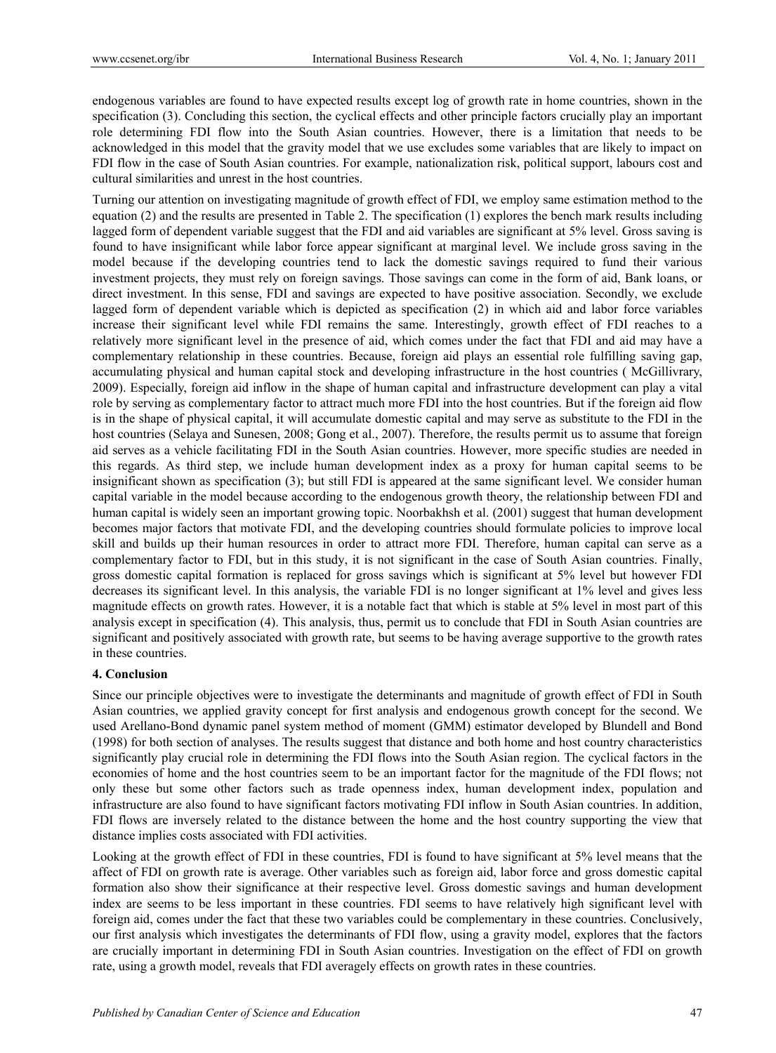endogenous variables are found to have expected results except log of growth rate in home countries, shown in the specification (3). Concluding this section, the cyclical effects and other principle factors crucially play an important role determining FDI flow into the South Asian countries. However, there is a limitation that needs to be acknowledged in this model that the gravity model that we use excludes some variables that are likely to impact on FDI flow in the case of South Asian countries. For example, nationalization risk, political support, labours cost and cultural similarities and unrest in the host countries.

Turning our attention on investigating magnitude of growth effect of FDI, we employ same estimation method to the equation (2) and the results are presented in Table 2. The specification (1) explores the bench mark results including lagged form of dependent variable suggest that the FDI and aid variables are significant at 5% level. Gross saving is found to have insignificant while labor force appear significant at marginal level. We include gross saving in the model because if the developing countries tend to lack the domestic savings required to fund their various investment projects, they must rely on foreign savings. Those savings can come in the form of aid, Bank loans, or direct investment. In this sense, FDI and savings are expected to have positive association. Secondly, we exclude lagged form of dependent variable which is depicted as specification (2) in which aid and labor force variables increase their significant level while FDI remains the same. Interestingly, growth effect of FDI reaches to a relatively more significant level in the presence of aid, which comes under the fact that FDI and aid may have a complementary relationship in these countries. Because, foreign aid plays an essential role fulfilling saving gap, accumulating physical and human capital stock and developing infrastructure in the host countries ( McGillivrary, 2009). Especially, foreign aid inflow in the shape of human capital and infrastructure development can play a vital role by serving as complementary factor to attract much more FDI into the host countries. But if the foreign aid flow is in the shape of physical capital, it will accumulate domestic capital and may serve as substitute to the FDI in the host countries (Selaya and Sunesen, 2008; Gong et al., 2007). Therefore, the results permit us to assume that foreign aid serves as a vehicle facilitating FDI in the South Asian countries. However, more specific studies are needed in this regards. As third step, we include human development index as a proxy for human capital seems to be insignificant shown as specification (3); but still FDI is appeared at the same significant level. We consider human capital variable in the model because according to the endogenous growth theory, the relationship between FDI and human capital is widely seen an important growing topic. Noorbakhsh et al. (2001) suggest that human development becomes major factors that motivate FDI, and the developing countries should formulate policies to improve local skill and builds up their human resources in order to attract more FDI. Therefore, human capital can serve as a complementary factor to FDI, but in this study, it is not significant in the case of South Asian countries. Finally, gross domestic capital formation is replaced for gross savings which is significant at 5% level but however FDI decreases its significant level. In this analysis, the variable FDI is no longer significant at 1% level and gives less magnitude effects on growth rates. However, it is a notable fact that which is stable at 5% level in most part of this analysis except in specification (4). This analysis, thus, permit us to conclude that FDI in South Asian countries are significant and positively associated with growth rate, but seems to be having average supportive to the growth rates in these countries.

## 4. Conclusion

Since our principle objectives were to investigate the determinants and magnitude of growth effect of FDI in South Asian countries, we applied gravity concept for first analysis and endogenous growth concept for the second. We used Arellano-Bond dynamic panel system method of moment (GMM) estimator developed by Blundell and Bond (1998) for both section of analyses. The results suggest that distance and both home and host country characteristics significantly play crucial role in determining the FDI flows into the South Asian region. The cyclical factors in the economies of home and the host countries seem to be an important factor for the magnitude of the FDI flows; not only these but some other factors such as trade openness index, human development index, population and infrastructure are also found to have significant factors motivating FDI inflow in South Asian countries. In addition, FDI flows are inversely related to the distance between the home and the host country supporting the view that distance implies costs associated with FDI activities.

Looking at the growth effect of FDI in these countries, FDI is found to have significant at 5% level means that the affect of FDI on growth rate is average. Other variables such as foreign aid, labor force and gross domestic capital formation also show their significance at their respective level. Gross domestic savings and human development index are seems to be less important in these countries. FDI seems to have relatively high significant level with foreign aid, comes under the fact that these two variables could be complementary in these countries. Conclusively, our first analysis which investigates the determinants of FDI flow, using a gravity model, explores that the factors are crucially important in determining FDI in South Asian countries. Investigation on the effect of FDI on growth rate, using a growth model, reveals that FDI averagely effects on growth rates in these countries.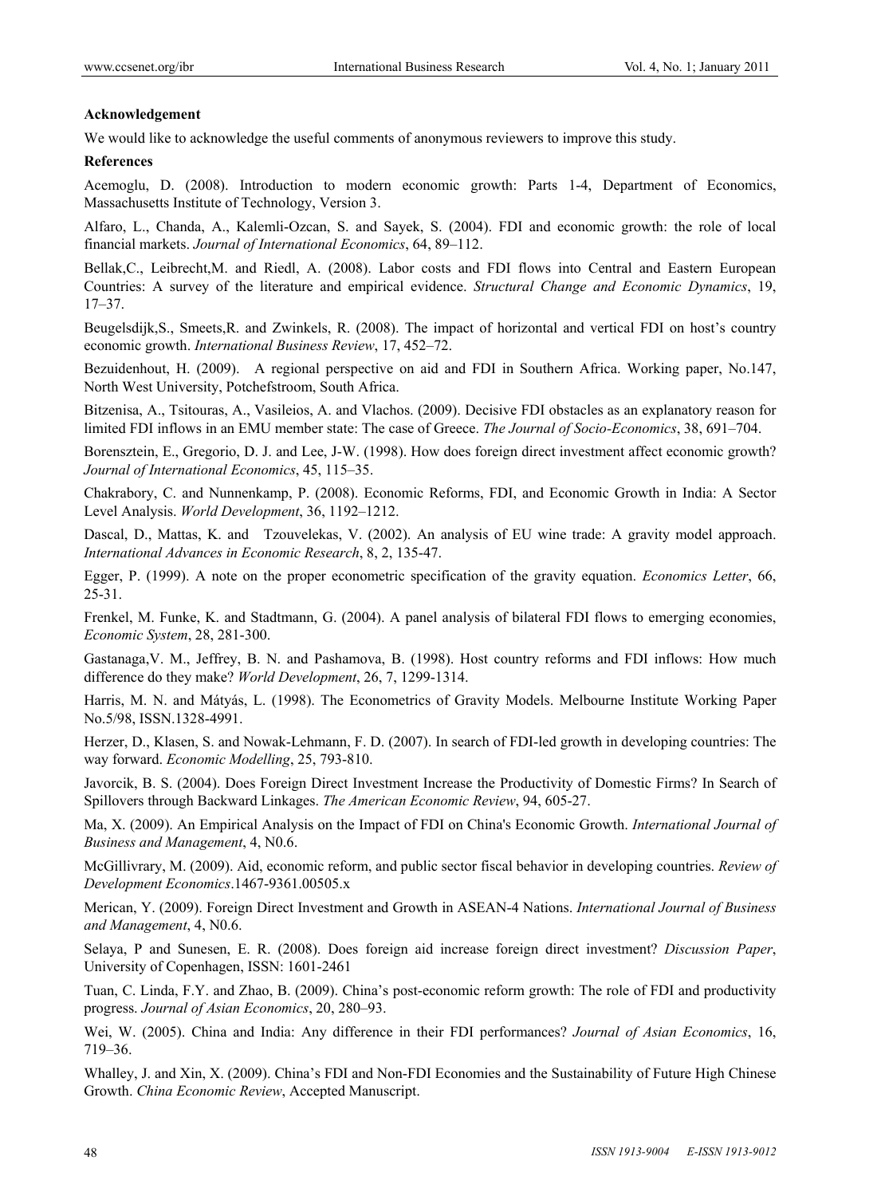**Acknowledgement**

We would like to acknowledge the useful comments of anonymous reviewers to improve this study.

**References**

Acemoglu, D. (2008). Introduction to modern economic growth: Parts 1-4, Department of Economics, Massachusetts Institute of Technology, Version 3.

Alfaro, L., Chanda, A., Kalemli-Ozcan, S. and Sayek, S. (2004). FDI and economic growth: the role of local financial markets. *Journal of International Economics*, 64, 89–112.

Bellak,C., Leibrecht,M. and Riedl, A. (2008). Labor costs and FDI flows into Central and Eastern European Countries: A survey of the literature and empirical evidence. *Structural Change and Economic Dynamics*, 19, 17–37.

Beugelsdijk,S., Smeets,R. and Zwinkels, R. (2008). The impact of horizontal and vertical FDI on host's country economic growth. *International Business Review*, 17, 452–72.

Bezuidenhout, H. (2009). A regional perspective on aid and FDI in Southern Africa. Working paper, No.147, North West University, Potchefstroom, South Africa.

Bitzenisa, A., Tsitouras, A., Vasileios, A. and Vlachos. (2009). Decisive FDI obstacles as an explanatory reason for limited FDI inflows in an EMU member state: The case of Greece. *The Journal of Socio-Economics*, 38, 691–704.

Borensztein, E., Gregorio, D. J. and Lee, J-W. (1998). How does foreign direct investment affect economic growth? *Journal of International Economics*, 45, 115–35.

Chakrabory, C. and Nunnenkamp, P. (2008). Economic Reforms, FDI, and Economic Growth in India: A Sector Level Analysis. *World Development*, 36, 1192–1212.

Dascal, D., Mattas, K. and Tzouvelekas, V. (2002). An analysis of EU wine trade: A gravity model approach. *International Advances in Economic Research*, 8, 2, 135-47.

Egger, P. (1999). A note on the proper econometric specification of the gravity equation. *Economics Letter*, 66, 25-31.

Frenkel, M. Funke, K. and Stadtmann, G. (2004). A panel analysis of bilateral FDI flows to emerging economies, *Economic System*, 28, 281-300.

Gastanaga,V. M., Jeffrey, B. N. and Pashamova, B. (1998). Host country reforms and FDI inflows: How much difference do they make? *World Development*, 26, 7, 1299-1314.

Harris, M. N. and Mátyás, L. (1998). The Econometrics of Gravity Models. Melbourne Institute Working Paper No.5/98, ISSN.1328-4991.

Herzer, D., Klasen, S. and Nowak-Lehmann, F. D. (2007). In search of FDI-led growth in developing countries: The way forward. *Economic Modelling*, 25, 793-810.

Javorcik, B. S. (2004). Does Foreign Direct Investment Increase the Productivity of Domestic Firms? In Search of Spillovers through Backward Linkages. *The American Economic Review*, 94, 605-27.

Ma, X. (2009). An Empirical Analysis on the Impact of FDI on China's Economic Growth. *International Journal of Business and Management*, 4, N0.6.

McGillivrary, M. (2009). Aid, economic reform, and public sector fiscal behavior in developing countries. *Review of Development Economics*.1467-9361.00505.x

Merican, Y. (2009). Foreign Direct Investment and Growth in ASEAN-4 Nations. *International Journal of Business and Management*, 4, N0.6.

Selaya, P and Sunesen, E. R. (2008). Does foreign aid increase foreign direct investment? *Discussion Paper*, University of Copenhagen, ISSN: 1601-2461

Tuan, C. Linda, F.Y. and Zhao, B. (2009). China's post-economic reform growth: The role of FDI and productivity progress. *Journal of Asian Economics*, 20, 280–93.

Wei, W. (2005). China and India: Any difference in their FDI performances? *Journal of Asian Economics*, 16, 719–36.

Whalley, J. and Xin, X. (2009). China's FDI and Non-FDI Economies and the Sustainability of Future High Chinese Growth. *China Economic Review*, Accepted Manuscript.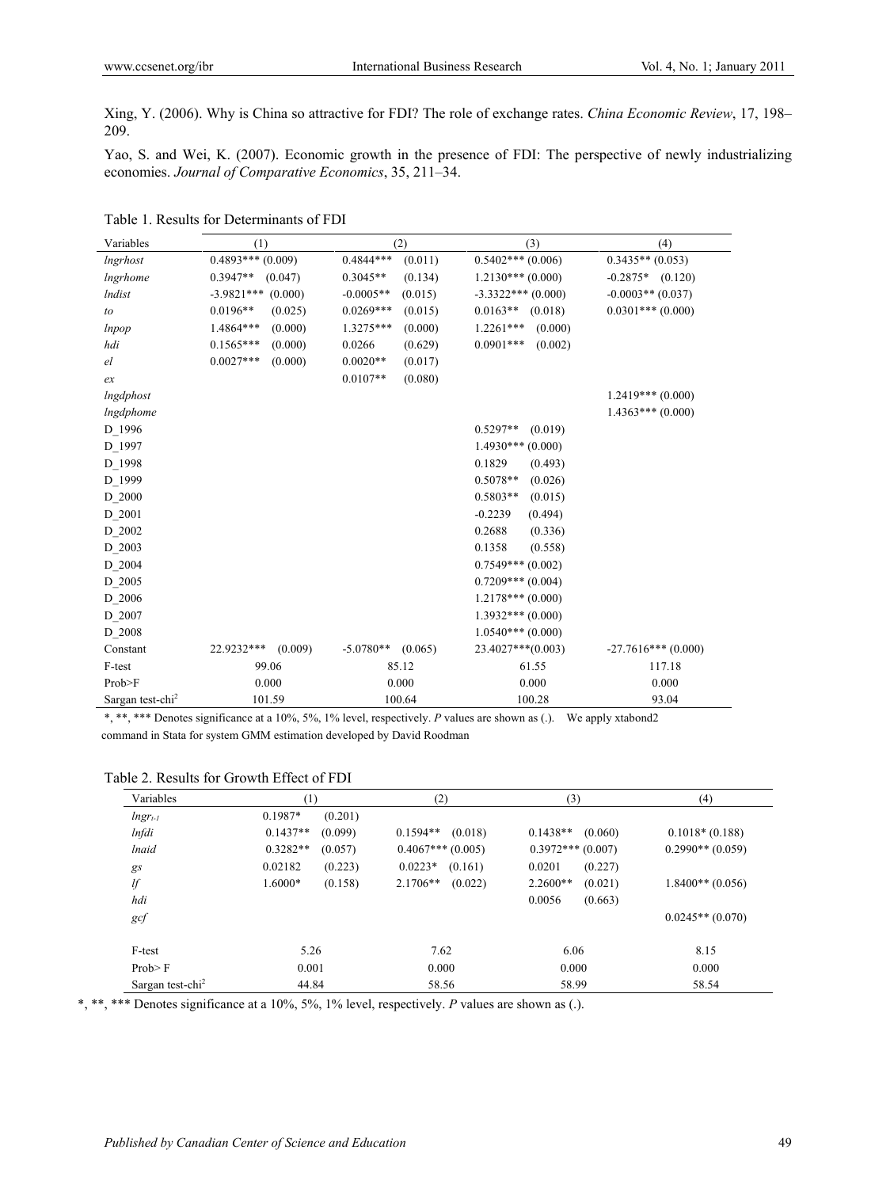Xing, Y. (2006). Why is China so attractive for FDI? The role of exchange rates. *China Economic Review*, 17, 198–209.

Yao, S. and Wei, K. (2007). Economic growth in the presence of FDI: The perspective of newly industrializing economies. *Journal of Comparative Economics*, 35, 211–34.

Table 1. Results for Determinants of FDI

| Variables | (1) | (2) | (3) | (4) |
|---|---|---|---|---|
| *lngrhost* | 0.4893*** (0.009) | 0.4844*** (0.011) | 0.5402*** (0.006) | 0.3435** (0.053) |
| *lngrhome* | 0.3947** (0.047) | 0.3045** (0.134) | 1.2130*** (0.000) | -0.2875* (0.120) |
| *lndist* | -3.9821*** (0.000) | -0.0005** (0.015) | -3.3322*** (0.000) | -0.0003** (0.037) |
| *to* | 0.0196** (0.025) | 0.0269*** (0.015) | 0.0163** (0.018) | 0.0301*** (0.000) |
| *lnpop* | 1.4864*** (0.000) | 1.3275*** (0.000) | 1.2261*** (0.000) | |
| *hdi* | 0.1565*** (0.000) | 0.0266 (0.629) | 0.0901*** (0.002) | |
| *el* | 0.0027*** (0.000) | 0.0020** (0.017) | | |
| *ex* | | 0.0107** (0.080) | | |
| *lngdphost* | | | | 1.2419*** (0.000) |
| *lngdphome* | | | | 1.4363*** (0.000) |
| D_1996 | | | 0.5297** (0.019) | |
| D_1997 | | | 1.4930*** (0.000) | |
| D_1998 | | | 0.1829 (0.493) | |
| D_1999 | | | 0.5078** (0.026) | |
| D_2000 | | | 0.5803** (0.015) | |
| D_2001 | | | -0.2239 (0.494) | |
| D_2002 | | | 0.2688 (0.336) | |
| D_2003 | | | 0.1358 (0.558) | |
| D_2004 | | | 0.7549*** (0.002) | |
| D_2005 | | | 0.7209*** (0.004) | |
| D_2006 | | | 1.2178*** (0.000) | |
| D_2007 | | | 1.3932*** (0.000) | |
| D_2008 | | | 1.0540*** (0.000) | |
| Constant | 22.9232*** (0.009) | -5.0780** (0.065) | 23.4027***(0.003) | -27.7616*** (0.000) |
| F-test | 99.06 | 85.12 | 61.55 | 117.18 |
| Prob>F | 0.000 | 0.000 | 0.000 | 0.000 |
| Sargan test-chi$^2$ | 101.59 | 100.64 | 100.28 | 93.04 |

*, **, *** Denotes significance at a 10%, 5%, 1% level, respectively. *P* values are shown as (.). We apply xtabond2 command in Stata for system GMM estimation developed by David Roodman

Table 2. Results for Growth Effect of FDI

| Variables | (1) | (2) | (3) | (4) |
|---|---|---|---|---|
| $lngr_{t-1}$ | 0.1987* (0.201) | | | |
| *lnfdi* | 0.1437** (0.099) | 0.1594** (0.018) | 0.1438** (0.060) | 0.1018* (0.188) |
| *lnaid* | 0.3282** (0.057) | 0.4067*** (0.005) | 0.3972*** (0.007) | 0.2990** (0.059) |
| *gs* | 0.02182 (0.223) | 0.0223* (0.161) | 0.0201 (0.227) | |
| *lf* | 1.6000* (0.158) | 2.1706** (0.022) | 2.2600** (0.021) | 1.8400** (0.056) |
| *hdi* | | | 0.0056 (0.663) | |
| *gcf* | | | | 0.0245** (0.070) |
| F-test | 5.26 | 7.62 | 6.06 | 8.15 |
| Prob> F | 0.001 | 0.000 | 0.000 | 0.000 |
| Sargan test-chi$^2$ | 44.84 | 58.56 | 58.99 | 58.54 |

*, **, *** Denotes significance at a 10%, 5%, 1% level, respectively. *P* values are shown as (.).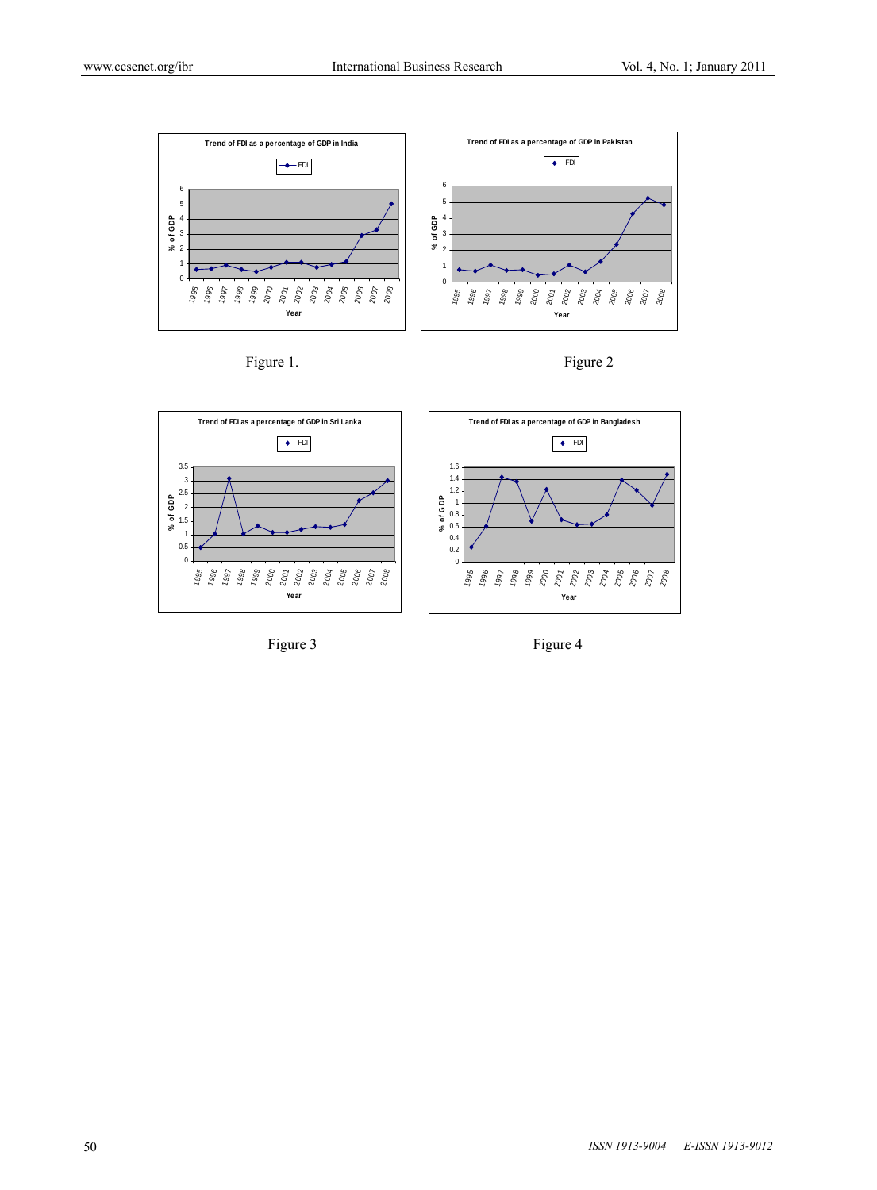Trend of FDI as a percentage of GDP in India

FDI

6
5
4
3
2
1
0

% of GDP

1995 1996 1997 1998 1999 2000 2001 2002 2003 2004 2005 2006 2007 2008

Year

Figure 1.

Trend of FDI as a percentage of GDP in Pakistan

FDI

6
5
4
3
2
1
0

% of GDP

1995 1996 1997 1998 1999 2000 2001 2002 2003 2004 2005 2006 2007 2008

Year

Figure 2

Trend of FDI as a percentage of GDP in Sri Lanka

FDI

3.5
3
2.5
2
1.5
1
0.5
0

% of GDP

1995 1996 1997 1998 1999 2000 2001 2002 2003 2004 2005 2006 2007 2008

Year

Figure 3

Trend of FDI as a percentage of GDP in Bangladesh

FDI

1.6
1.4
1.2
1
0.8
0.6
0.4
0.2
0

% of GDP

1995 1996 1997 1998 1999 2000 2001 2002 2003 2004 2005 2006 2007 2008

Year

Figure 4